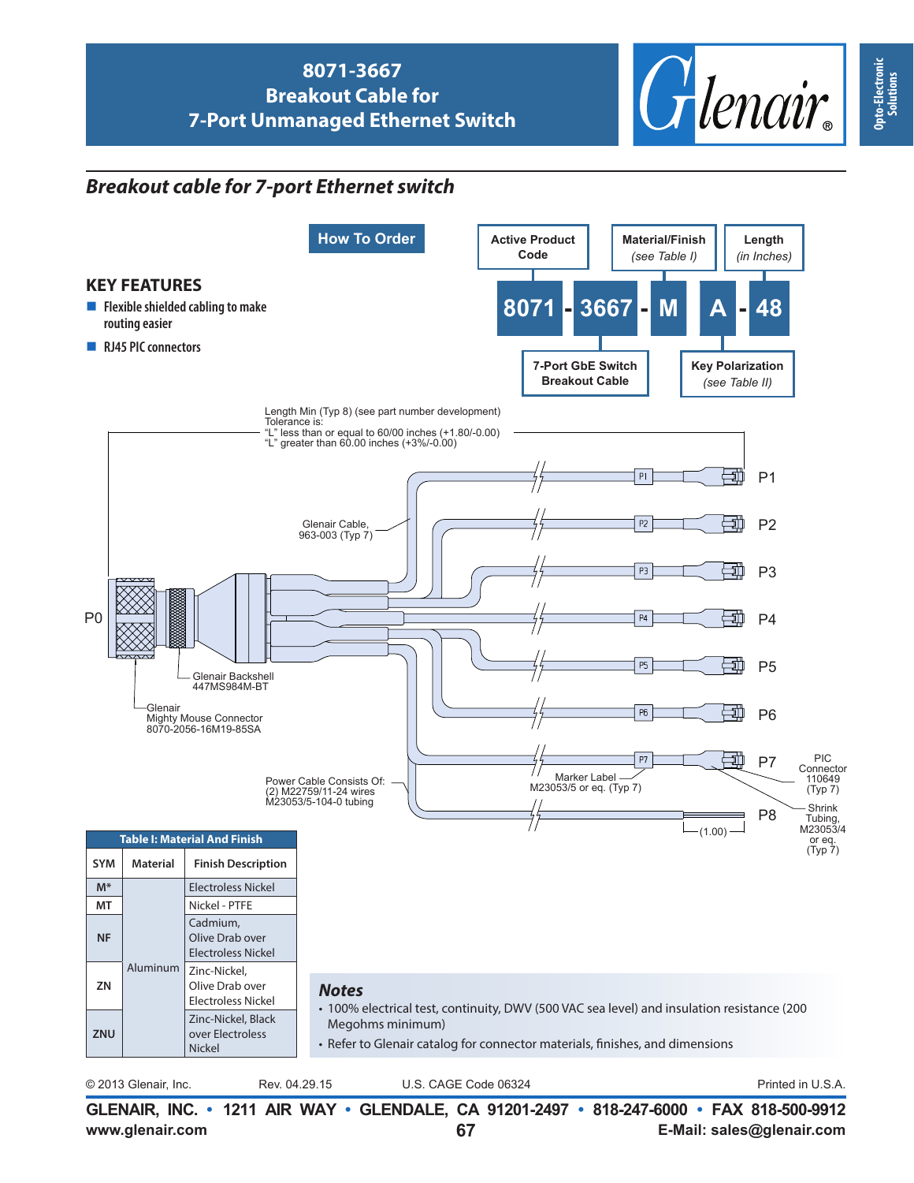# 8071-3667 Breakout Cable for 7-Port Unmanaged Ethernet Switch

## Breakout cable for 7-port Ethernet switch

### KEY FEATURES

- Flexible shielded cabling to make routing easier
- RJ45 PIC connectors

### How To Order

| Active Product Code | 7-Port GbE Switch Breakout Cable | Material/Finish (see Table I) | Key Polarization (see Table II) | Length (in Inches) |
|---|---|---|---|---|
| 8071 | 3667 | M | A | 48 |

Sample part number: 8071-3667-M A-48

Length Min (Typ 8) (see part number development)
Tolerance is:
"L" less than or equal to 60/00 inches (+1.80/-0.00)
"L" greater than 60.00 inches (+3%/-0.00)

Glenair Cable, 963-003 (Typ 7)

P0, P1, P2, P3, P4, P5, P6, P7, P8

Glenair Backshell 447MS984M-BT

Glenair Mighty Mouse Connector 8070-2056-16M19-85SA

Power Cable Consists Of: (2) M22759/11-24 wires M23053/5-104-0 tubing

Marker Label M23053/5 or eq. (Typ 7)

PIC Connector 110649 (Typ 7)

Shrink Tubing, M23053/4 or eq. (Typ 7)

(1.00)

| Table I: Material And Finish | | |
|---|---|---|
| **SYM** | **Material** | **Finish Description** |
| M* | Aluminum | Electroless Nickel |
| MT | Aluminum | Nickel - PTFE |
| NF | Aluminum | Cadmium, Olive Drab over Electroless Nickel |
| ZN | Aluminum | Zinc-Nickel, Olive Drab over Electroless Nickel |
| ZNU | Aluminum | Zinc-Nickel, Black over Electroless Nickel |

### Notes

- 100% electrical test, continuity, DWV (500 VAC sea level) and insulation resistance (200 Megohms minimum)
- Refer to Glenair catalog for connector materials, finishes, and dimensions

© 2013 Glenair, Inc. Rev. 04.29.15 U.S. CAGE Code 06324 Printed in U.S.A.

**GLENAIR, INC. • 1211 AIR WAY • GLENDALE, CA 91201-2497 • 818-247-6000 • FAX 818-500-9912**
**www.glenair.com** **E-Mail: sales@glenair.com**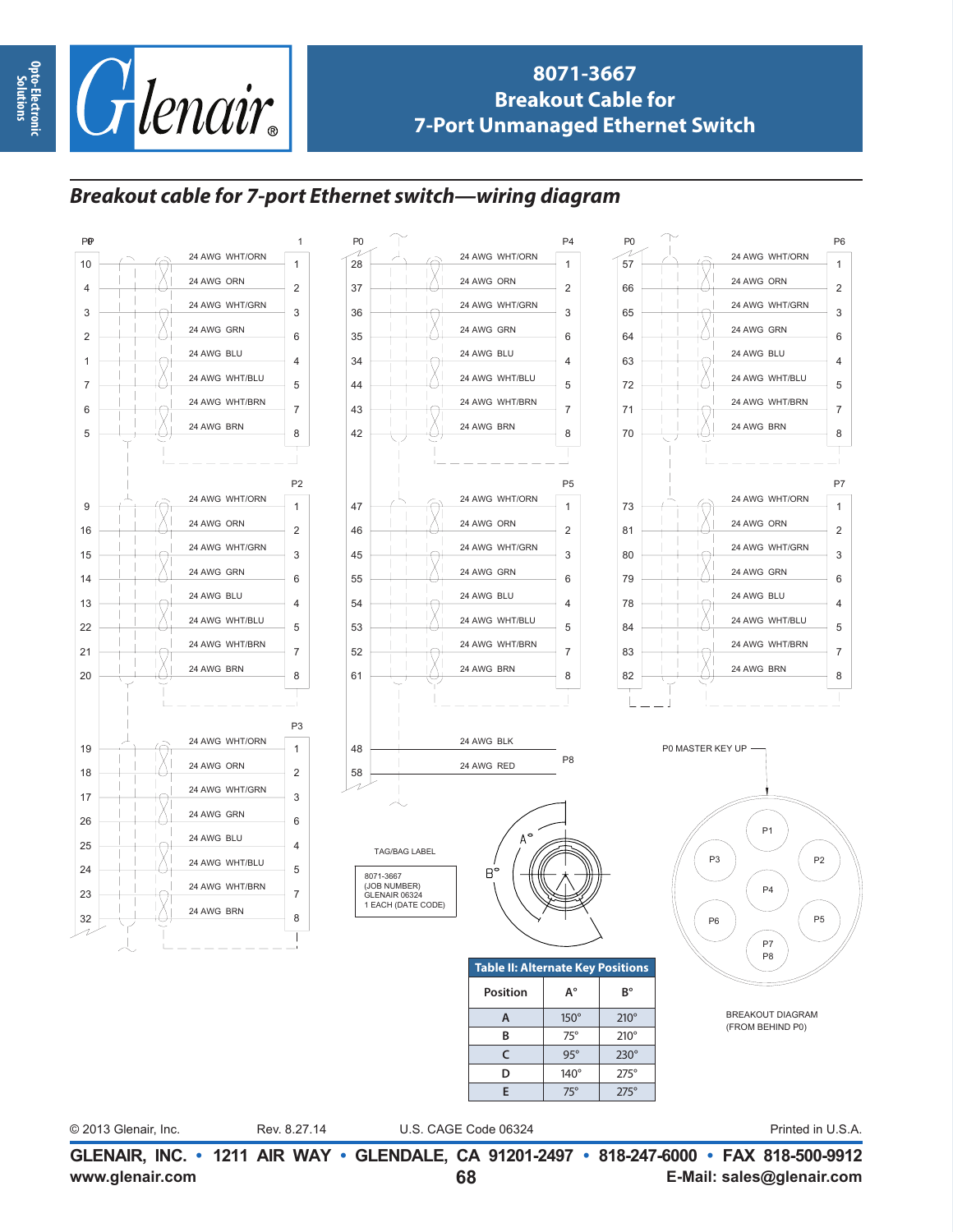# 8071-3667 Breakout Cable for 7-Port Unmanaged Ethernet Switch

## *Breakout cable for 7-port Ethernet switch—wiring diagram*

P0 | 1
10 24 AWG WHT/ORN 1
4 24 AWG ORN 2
3 24 AWG WHT/GRN 3
2 24 AWG GRN 6
1 24 AWG BLU 4
7 24 AWG WHT/BLU 5
6 24 AWG WHT/BRN 7
5 24 AWG BRN 8

P2
9 24 AWG WHT/ORN 1
16 24 AWG ORN 2
15 24 AWG WHT/GRN 3
14 24 AWG GRN 6
13 24 AWG BLU 4
22 24 AWG WHT/BLU 5
21 24 AWG WHT/BRN 7
20 24 AWG BRN 8

P3
19 24 AWG WHT/ORN 1
18 24 AWG ORN 2
17 24 AWG WHT/GRN 3
26 24 AWG GRN 6
25 24 AWG BLU 4
24 24 AWG WHT/BLU 5
23 24 AWG WHT/BRN 7
32 24 AWG BRN 8

P0 | P4
28 24 AWG WHT/ORN 1
37 24 AWG ORN 2
36 24 AWG WHT/GRN 3
35 24 AWG GRN 6
34 24 AWG BLU 4
44 24 AWG WHT/BLU 5
43 24 AWG WHT/BRN 7
42 24 AWG BRN 8

P5
47 24 AWG WHT/ORN 1
46 24 AWG ORN 2
45 24 AWG WHT/GRN 3
55 24 AWG GRN 6
54 24 AWG BLU 4
53 24 AWG WHT/BLU 5
52 24 AWG WHT/BRN 7
61 24 AWG BRN 8

P8
48 24 AWG BLK
58 24 AWG RED

P0 | P6
57 24 AWG WHT/ORN 1
66 24 AWG ORN 2
65 24 AWG WHT/GRN 3
64 24 AWG GRN 6
63 24 AWG BLU 4
72 24 AWG WHT/BLU 5
71 24 AWG WHT/BRN 7
70 24 AWG BRN 8

P7
73 24 AWG WHT/ORN 1
81 24 AWG ORN 2
80 24 AWG WHT/GRN 3
79 24 AWG GRN 6
78 24 AWG BLU 4
84 24 AWG WHT/BLU 5
83 24 AWG WHT/BRN 7
82 24 AWG BRN 8

TAG/BAG LABEL

8071-3667
(JOB NUMBER)
GLENAIR 06324
1 EACH (DATE CODE)

A°
B°

P0 MASTER KEY UP

P1
P2
P3
P4
P5
P6
P7
P8

BREAKOUT DIAGRAM
(FROM BEHIND P0)

**Table II: Alternate Key Positions**

| Position | A° | B° |
|---|---|---|
| A | 150° | 210° |
| B | 75° | 210° |
| C | 95° | 230° |
| D | 140° | 275° |
| E | 75° | 275° |

© 2013 Glenair, Inc. Rev. 8.27.14 U.S. CAGE Code 06324 Printed in U.S.A.

**GLENAIR, INC. • 1211 AIR WAY • GLENDALE, CA 91201-2497 • 818-247-6000 • FAX 818-500-9912**

**www.glenair.com** **E-Mail: sales@glenair.com**